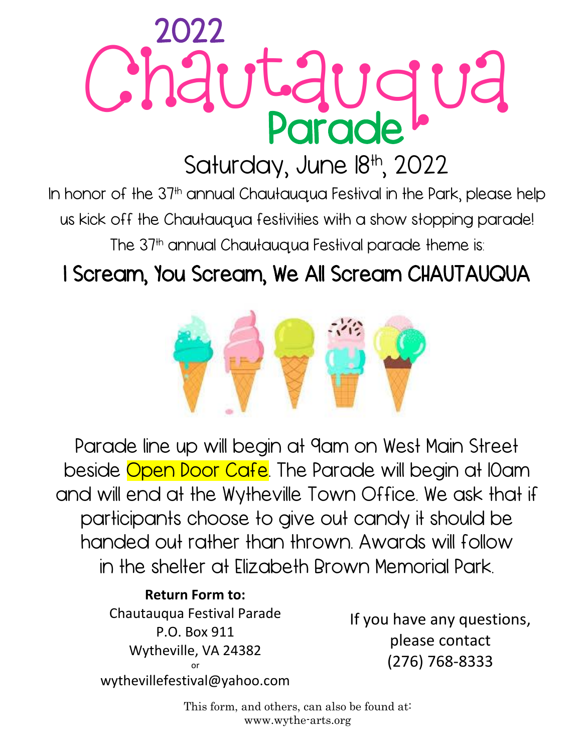# 2022 Chautauqua Parade

## Saturday, June 18th, 2022

In honor of the 37th annual Chautauqua Festival in the Park, please help us kick off the Chautauqua festivities with a show stopping parade!

The 37th annual Chautauqua Festival parade theme is:

## I Scream, You Scream, We All Scream CHAUTAUQUA

Parade line up will begin at 9am on West Main Street beside Open Door Cafe. The Parade will begin at 10am and will end at the Wytheville Town Office. We ask that if participants choose to give out candy it should be handed out rather than thrown. Awards will follow in the shelter at Elizabeth Brown Memorial Park.

**Return Form to:**

Chautauqua Festival Parade
P.O. Box 911
Wytheville, VA 24382
or
wythevillefestival@yahoo.com

If you have any questions, please contact (276) 768-8333

This form, and others, can also be found at: www.wythe-arts.org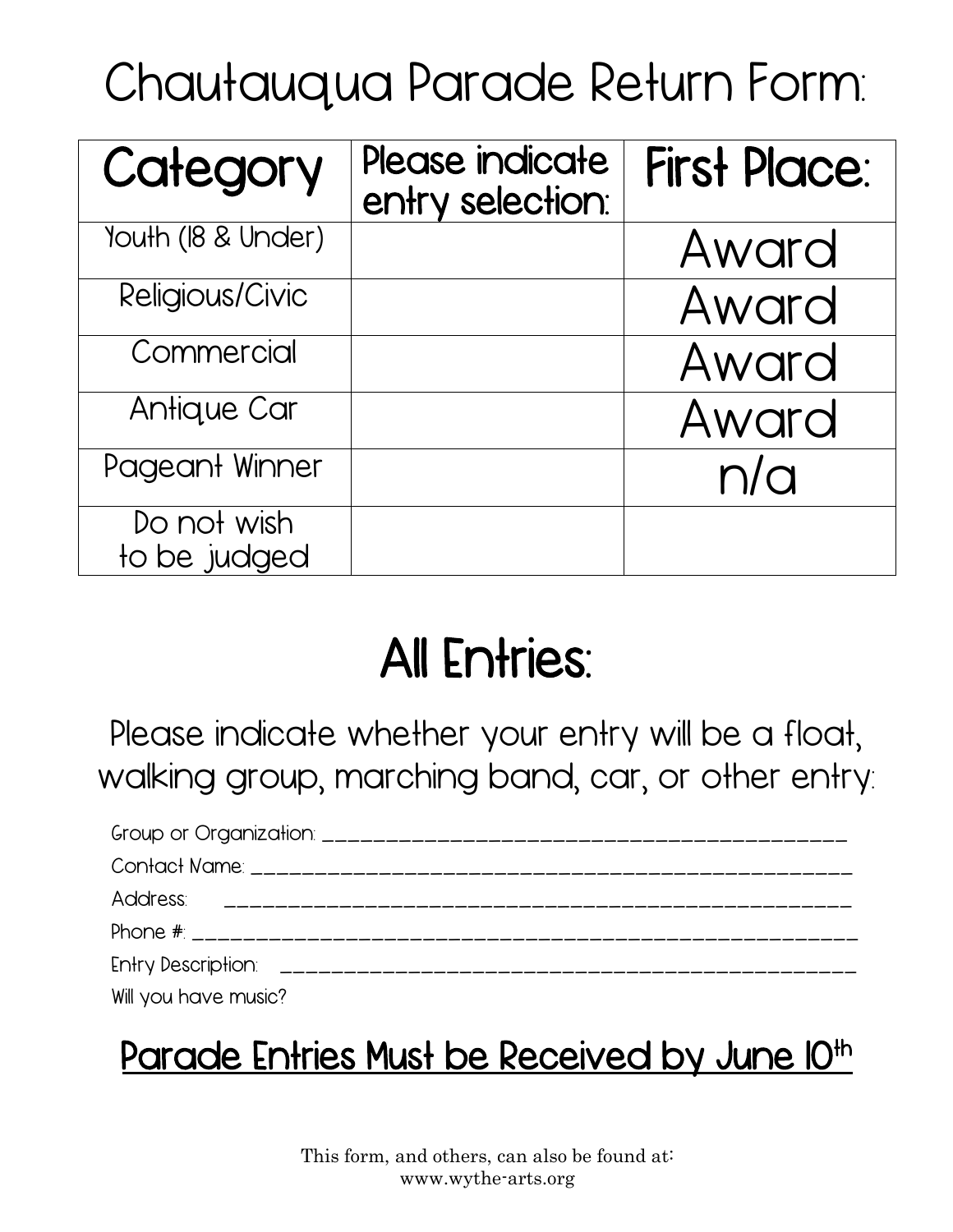# Chautauqua Parade Return Form:

| Category | Please indicate entry selection: | First Place: |
| --- | --- | --- |
| Youth (18 & Under) | | Award |
| Religious/Civic | | Award |
| Commercial | | Award |
| Antique Car | | Award |
| Pageant Winner | | n/a |
| Do not wish to be judged | | |

# All Entries:

Please indicate whether your entry will be a float, walking group, marching band, car, or other entry:

Group or Organization: ___________________________________________

Contact Name: ___________________________________________

Address: ___________________________________________

Phone #: ___________________________________________

Entry Description: ___________________________________________

Will you have music?

## Parade Entries Must be Received by June 10th

This form, and others, can also be found at:
www.wythe-arts.org